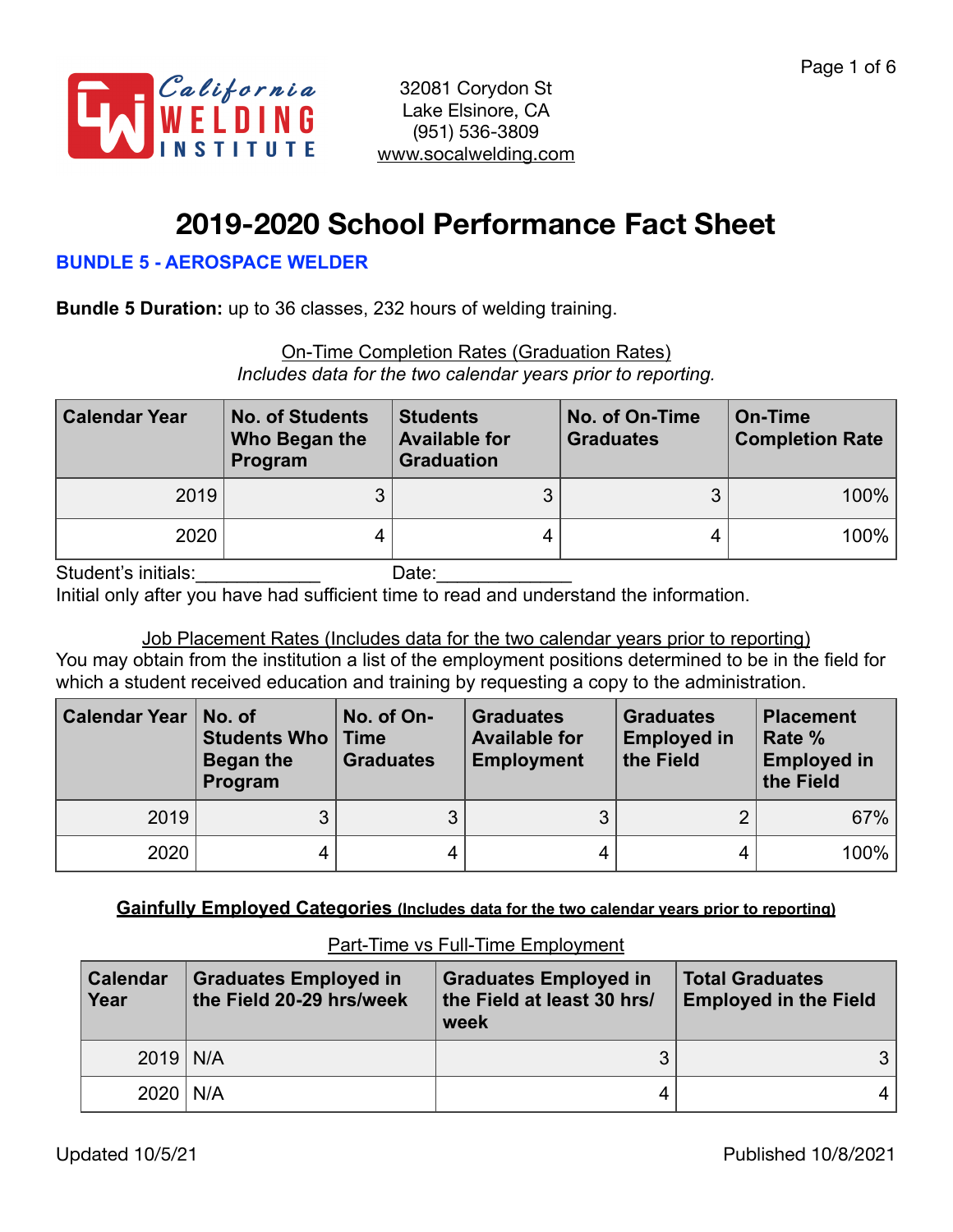California WELDING INSTITUTE

32081 Corydon St
Lake Elsinore, CA
(951) 536-3809
www.socalwelding.com

# 2019-2020 School Performance Fact Sheet

**BUNDLE 5 - AEROSPACE WELDER**

**Bundle 5 Duration:** up to 36 classes, 232 hours of welding training.

On-Time Completion Rates (Graduation Rates)
*Includes data for the two calendar years prior to reporting.*

| Calendar Year | No. of Students Who Began the Program | Students Available for Graduation | No. of On-Time Graduates | On-Time Completion Rate |
|---|---|---|---|---|
| 2019 | 3 | 3 | 3 | 100% |
| 2020 | 4 | 4 | 4 | 100% |

Student's initials:____________ Date:_____________
Initial only after you have had sufficient time to read and understand the information.

Job Placement Rates (Includes data for the two calendar years prior to reporting)
You may obtain from the institution a list of the employment positions determined to be in the field for which a student received education and training by requesting a copy to the administration.

| Calendar Year | No. of Students Who Began the Program | No. of On-Time Graduates | Graduates Available for Employment | Graduates Employed in the Field | Placement Rate % Employed in the Field |
|---|---|---|---|---|---|
| 2019 | 3 | 3 | 3 | 2 | 67% |
| 2020 | 4 | 4 | 4 | 4 | 100% |

**Gainfully Employed Categories (Includes data for the two calendar years prior to reporting)**

Part-Time vs Full-Time Employment

| Calendar Year | Graduates Employed in the Field 20-29 hrs/week | Graduates Employed in the Field at least 30 hrs/week | Total Graduates Employed in the Field |
|---|---|---|---|
| 2019 | N/A | 3 | 3 |
| 2020 | N/A | 4 | 4 |

Updated 10/5/21 Published 10/8/2021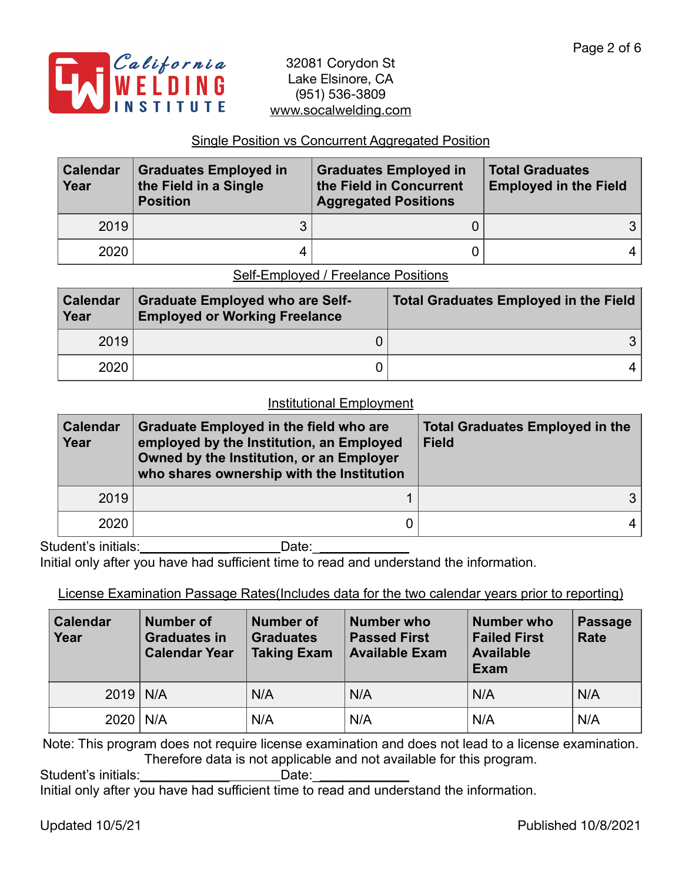32081 Corydon St
Lake Elsinore, CA
(951) 536-3809
www.socalwelding.com

Single Position vs Concurrent Aggregated Position

| Calendar Year | Graduates Employed in the Field in a Single Position | Graduates Employed in the Field in Concurrent Aggregated Positions | Total Graduates Employed in the Field |
|---|---|---|---|
| 2019 | 3 | 0 | 3 |
| 2020 | 4 | 0 | 4 |

Self-Employed / Freelance Positions

| Calendar Year | Graduate Employed who are Self-Employed or Working Freelance | Total Graduates Employed in the Field |
|---|---|---|
| 2019 | 0 | 3 |
| 2020 | 0 | 4 |

Institutional Employment

| Calendar Year | Graduate Employed in the field who are employed by the Institution, an Employed Owned by the Institution, or an Employer who shares ownership with the Institution | Total Graduates Employed in the Field |
|---|---|---|
| 2019 | 1 | 3 |
| 2020 | 0 | 4 |

Student's initials:____________________Date:____________
Initial only after you have had sufficient time to read and understand the information.

License Examination Passage Rates(Includes data for the two calendar years prior to reporting)

| Calendar Year | Number of Graduates in Calendar Year | Number of Graduates Taking Exam | Number who Passed First Available Exam | Number who Failed First Available Exam | Passage Rate |
|---|---|---|---|---|---|
| 2019 | N/A | N/A | N/A | N/A | N/A |
| 2020 | N/A | N/A | N/A | N/A | N/A |

Note: This program does not require license examination and does not lead to a license examination. Therefore data is not applicable and not available for this program.

Student's initials:____________________Date:____________
Initial only after you have had sufficient time to read and understand the information.

Updated 10/5/21

Published 10/8/2021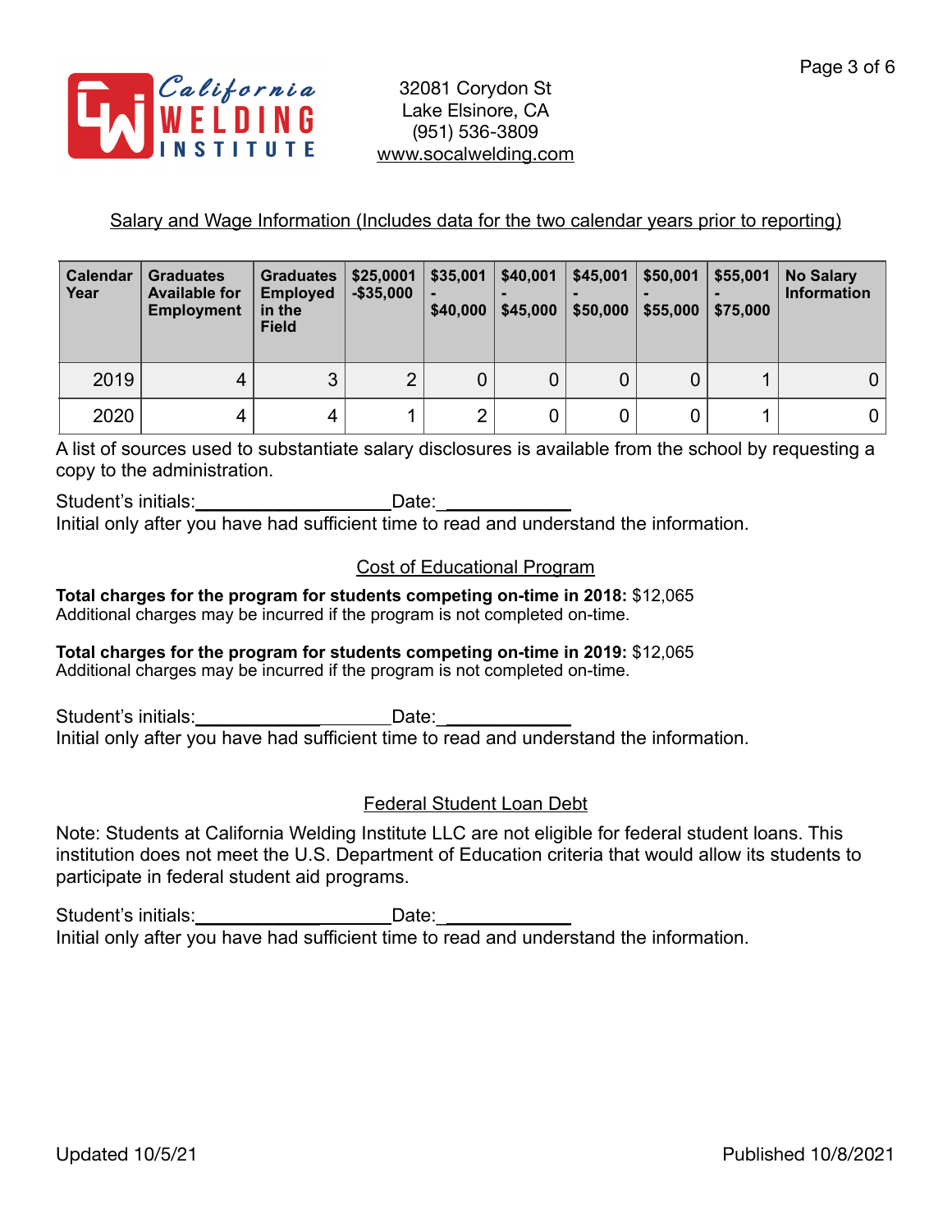California Welding Institute

32081 Corydon St
Lake Elsinore, CA
(951) 536-3809
www.socalwelding.com

Salary and Wage Information (Includes data for the two calendar years prior to reporting)

| Calendar Year | Graduates Available for Employment | Graduates Employed in the Field | $25,0001 -$35,000 | $35,001 - $40,000 | $40,001 - $45,000 | $45,001 - $50,000 | $50,001 - $55,000 | $55,001 - $75,000 | No Salary Information |
|---|---|---|---|---|---|---|---|---|---|
| 2019 | 4 | 3 | 2 | 0 | 0 | 0 | 0 | 1 | 0 |
| 2020 | 4 | 4 | 1 | 2 | 0 | 0 | 0 | 1 | 0 |

A list of sources used to substantiate salary disclosures is available from the school by requesting a copy to the administration.

Student's initials:____________________Date:____________
Initial only after you have had sufficient time to read and understand the information.

Cost of Educational Program

**Total charges for the program for students competing on-time in 2018:** $12,065
Additional charges may be incurred if the program is not completed on-time.

**Total charges for the program for students competing on-time in 2019:** $12,065
Additional charges may be incurred if the program is not completed on-time.

Student's initials:____________________Date:____________
Initial only after you have had sufficient time to read and understand the information.

Federal Student Loan Debt

Note: Students at California Welding Institute LLC are not eligible for federal student loans. This institution does not meet the U.S. Department of Education criteria that would allow its students to participate in federal student aid programs.

Student's initials:____________________Date:____________
Initial only after you have had sufficient time to read and understand the information.

Updated 10/5/21 Published 10/8/2021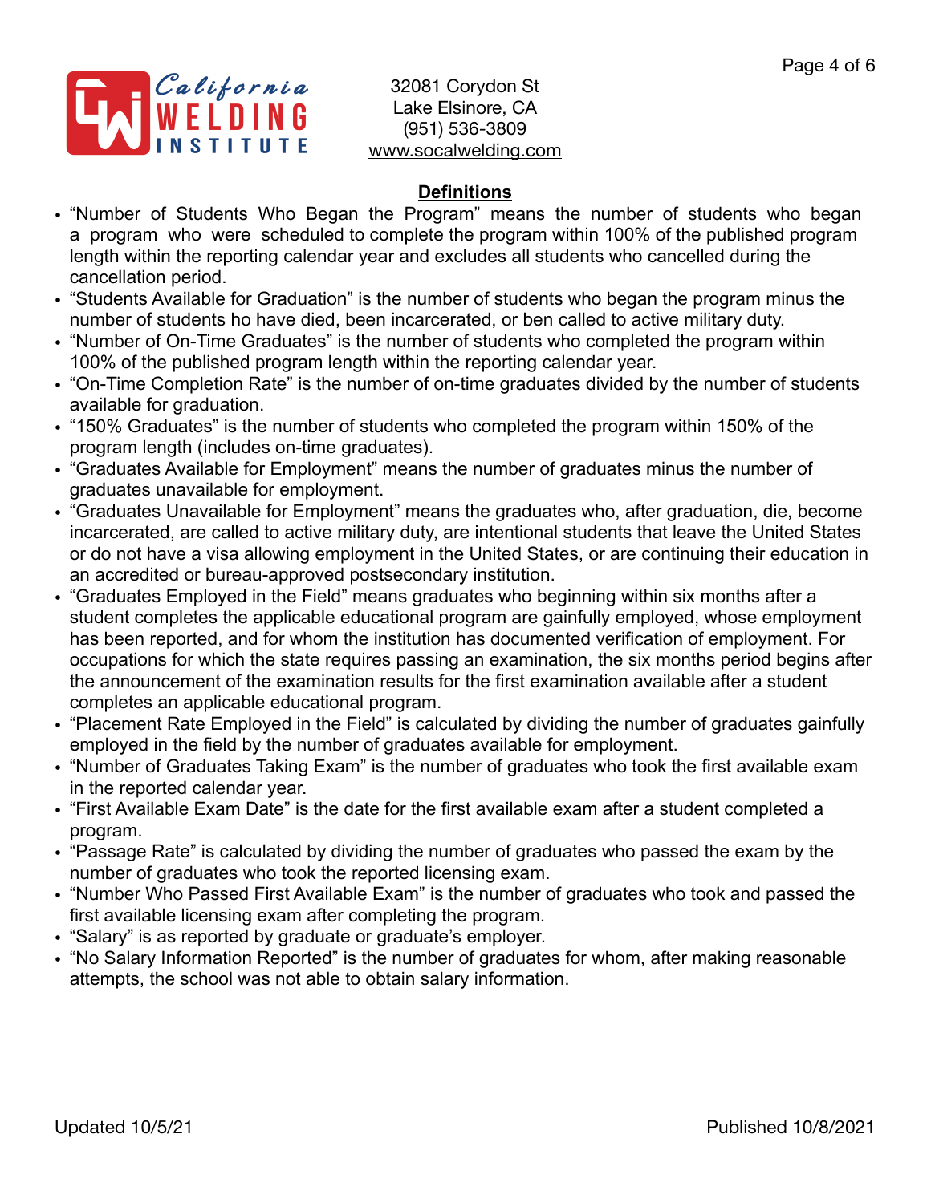32081 Corydon St
Lake Elsinore, CA
(951) 536-3809
www.socalwelding.com

## Definitions

- "Number of Students Who Began the Program" means the number of students who began a program who were scheduled to complete the program within 100% of the published program length within the reporting calendar year and excludes all students who cancelled during the cancellation period.
- "Students Available for Graduation" is the number of students who began the program minus the number of students ho have died, been incarcerated, or ben called to active military duty.
- "Number of On-Time Graduates" is the number of students who completed the program within 100% of the published program length within the reporting calendar year.
- "On-Time Completion Rate" is the number of on-time graduates divided by the number of students available for graduation.
- "150% Graduates" is the number of students who completed the program within 150% of the program length (includes on-time graduates).
- "Graduates Available for Employment" means the number of graduates minus the number of graduates unavailable for employment.
- "Graduates Unavailable for Employment" means the graduates who, after graduation, die, become incarcerated, are called to active military duty, are intentional students that leave the United States or do not have a visa allowing employment in the United States, or are continuing their education in an accredited or bureau-approved postsecondary institution.
- "Graduates Employed in the Field" means graduates who beginning within six months after a student completes the applicable educational program are gainfully employed, whose employment has been reported, and for whom the institution has documented verification of employment. For occupations for which the state requires passing an examination, the six months period begins after the announcement of the examination results for the first examination available after a student completes an applicable educational program.
- "Placement Rate Employed in the Field" is calculated by dividing the number of graduates gainfully employed in the field by the number of graduates available for employment.
- "Number of Graduates Taking Exam" is the number of graduates who took the first available exam in the reported calendar year.
- "First Available Exam Date" is the date for the first available exam after a student completed a program.
- "Passage Rate" is calculated by dividing the number of graduates who passed the exam by the number of graduates who took the reported licensing exam.
- "Number Who Passed First Available Exam" is the number of graduates who took and passed the first available licensing exam after completing the program.
- "Salary" is as reported by graduate or graduate's employer.
- "No Salary Information Reported" is the number of graduates for whom, after making reasonable attempts, the school was not able to obtain salary information.

Updated 10/5/21

Published 10/8/2021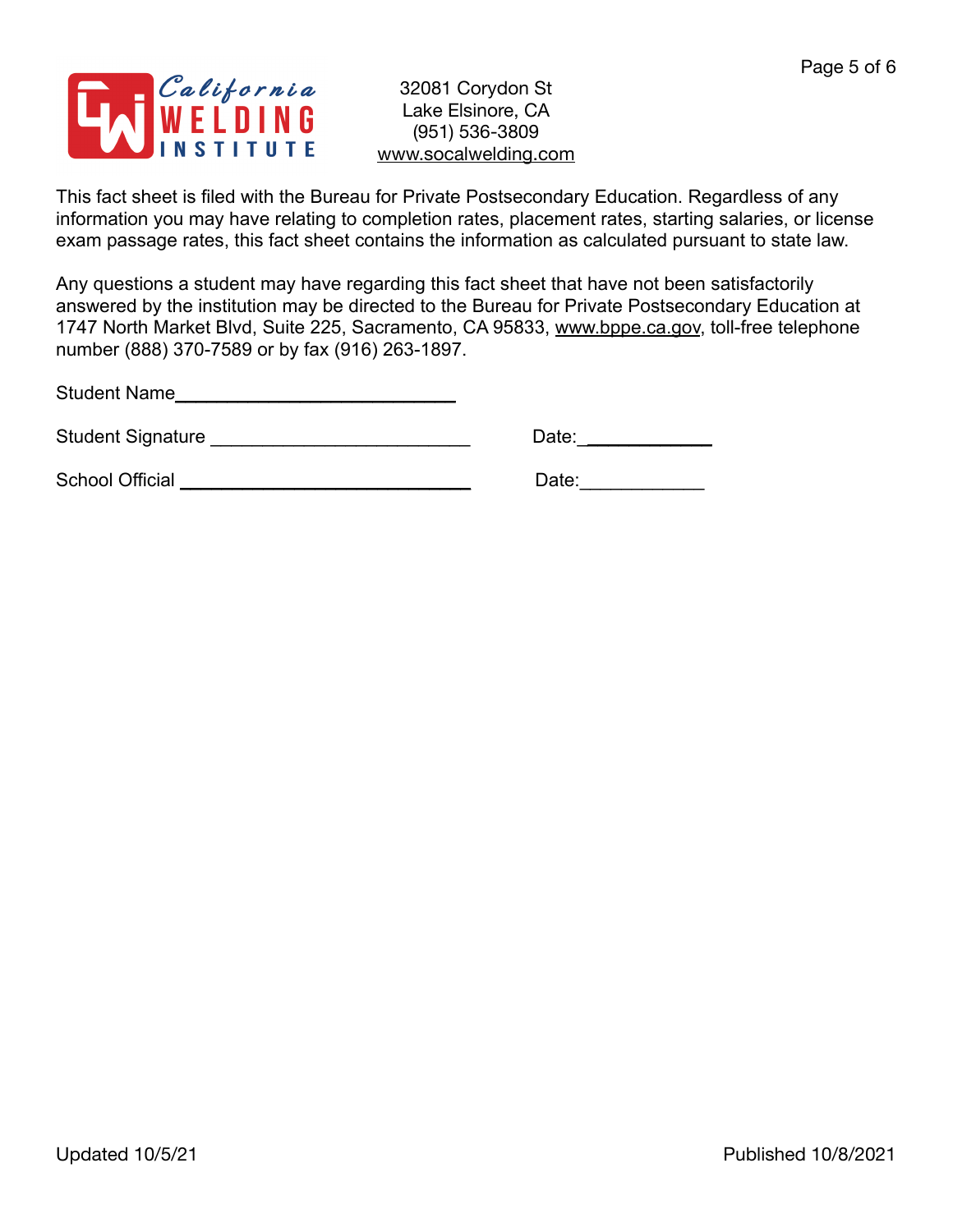32081 Corydon St
Lake Elsinore, CA
(951) 536-3809
www.socalwelding.com

This fact sheet is filed with the Bureau for Private Postsecondary Education. Regardless of any information you may have relating to completion rates, placement rates, starting salaries, or license exam passage rates, this fact sheet contains the information as calculated pursuant to state law.

Any questions a student may have regarding this fact sheet that have not been satisfactorily answered by the institution may be directed to the Bureau for Private Postsecondary Education at 1747 North Market Blvd, Suite 225, Sacramento, CA 95833, www.bppe.ca.gov, toll-free telephone number (888) 370-7589 or by fax (916) 263-1897.

Student Name___________________________

Student Signature _________________________ Date:____________

School Official ____________________________ Date:____________

Updated 10/5/21

Published 10/8/2021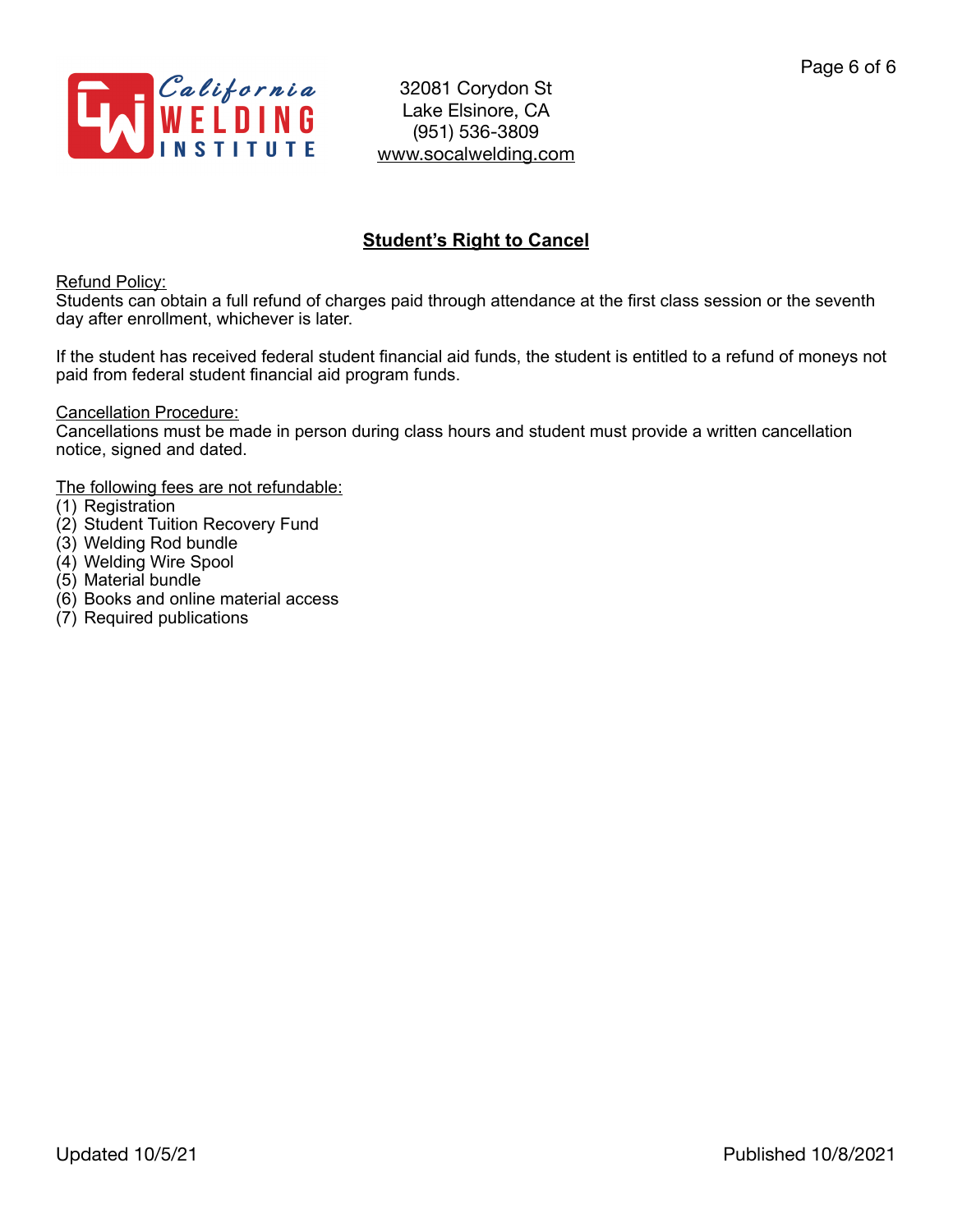32081 Corydon St
Lake Elsinore, CA
(951) 536-3809
www.socalwelding.com

## Student's Right to Cancel

Refund Policy:
Students can obtain a full refund of charges paid through attendance at the first class session or the seventh day after enrollment, whichever is later.

If the student has received federal student financial aid funds, the student is entitled to a refund of moneys not paid from federal student financial aid program funds.

Cancellation Procedure:
Cancellations must be made in person during class hours and student must provide a written cancellation notice, signed and dated.

The following fees are not refundable:

(1) Registration
(2) Student Tuition Recovery Fund
(3) Welding Rod bundle
(4) Welding Wire Spool
(5) Material bundle
(6) Books and online material access
(7) Required publications

Updated 10/5/21 Published 10/8/2021